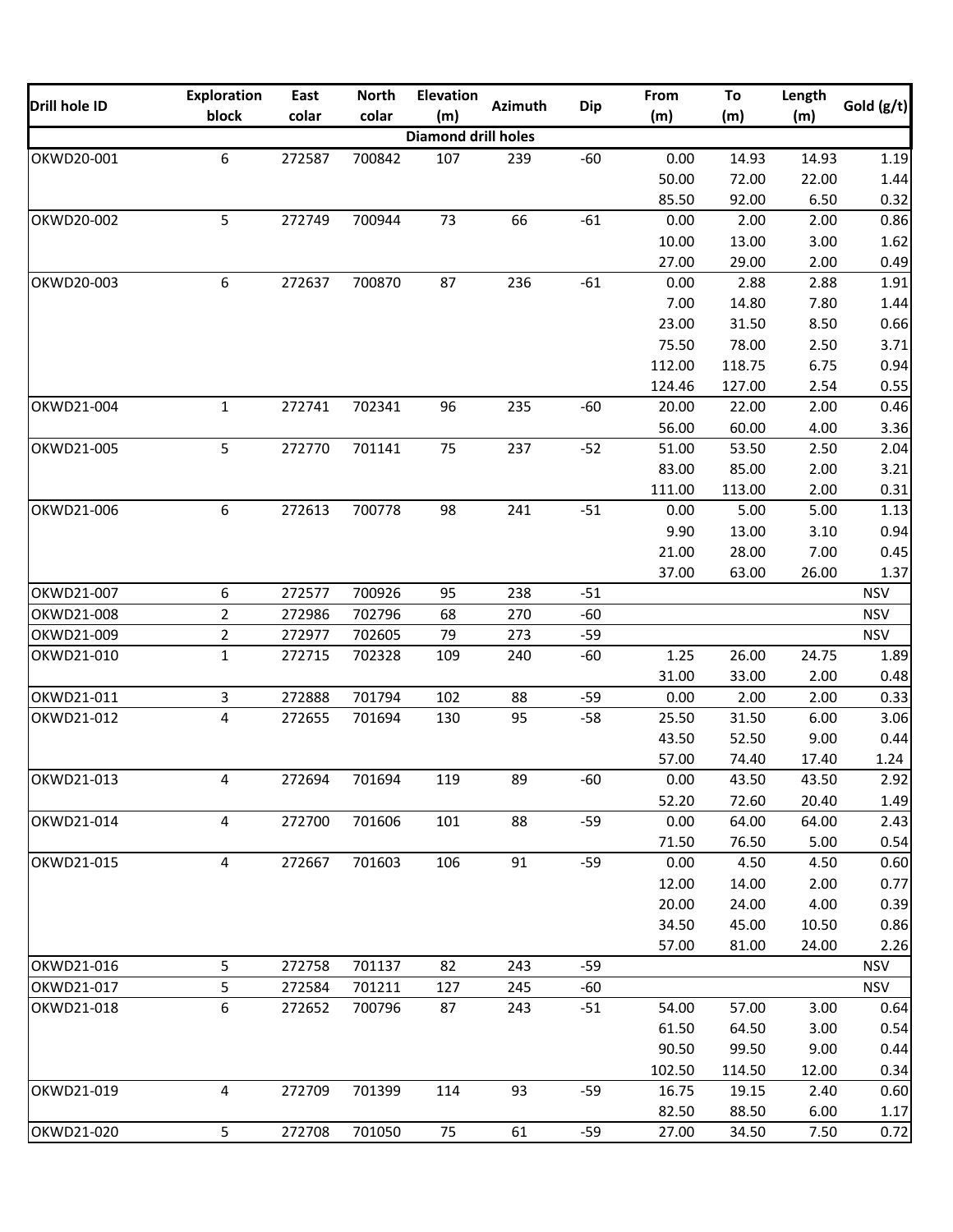| Drill hole ID | Exploration block | East colar | North colar | Elevation (m) | Azimuth | Dip | From (m) | To (m) | Length (m) | Gold (g/t) |
|---|---|---|---|---|---|---|---|---|---|---|
| **Diamond drill holes** | | | | | | | | | | |
| OKWD20-001 | 6 | 272587 | 700842 | 107 | 239 | -60 | 0.00 | 14.93 | 14.93 | 1.19 |
| | | | | | | | 50.00 | 72.00 | 22.00 | 1.44 |
| | | | | | | | 85.50 | 92.00 | 6.50 | 0.32 |
| OKWD20-002 | 5 | 272749 | 700944 | 73 | 66 | -61 | 0.00 | 2.00 | 2.00 | 0.86 |
| | | | | | | | 10.00 | 13.00 | 3.00 | 1.62 |
| | | | | | | | 27.00 | 29.00 | 2.00 | 0.49 |
| OKWD20-003 | 6 | 272637 | 700870 | 87 | 236 | -61 | 0.00 | 2.88 | 2.88 | 1.91 |
| | | | | | | | 7.00 | 14.80 | 7.80 | 1.44 |
| | | | | | | | 23.00 | 31.50 | 8.50 | 0.66 |
| | | | | | | | 75.50 | 78.00 | 2.50 | 3.71 |
| | | | | | | | 112.00 | 118.75 | 6.75 | 0.94 |
| | | | | | | | 124.46 | 127.00 | 2.54 | 0.55 |
| OKWD21-004 | 1 | 272741 | 702341 | 96 | 235 | -60 | 20.00 | 22.00 | 2.00 | 0.46 |
| | | | | | | | 56.00 | 60.00 | 4.00 | 3.36 |
| OKWD21-005 | 5 | 272770 | 701141 | 75 | 237 | -52 | 51.00 | 53.50 | 2.50 | 2.04 |
| | | | | | | | 83.00 | 85.00 | 2.00 | 3.21 |
| | | | | | | | 111.00 | 113.00 | 2.00 | 0.31 |
| OKWD21-006 | 6 | 272613 | 700778 | 98 | 241 | -51 | 0.00 | 5.00 | 5.00 | 1.13 |
| | | | | | | | 9.90 | 13.00 | 3.10 | 0.94 |
| | | | | | | | 21.00 | 28.00 | 7.00 | 0.45 |
| | | | | | | | 37.00 | 63.00 | 26.00 | 1.37 |
| OKWD21-007 | 6 | 272577 | 700926 | 95 | 238 | -51 | | | | NSV |
| OKWD21-008 | 2 | 272986 | 702796 | 68 | 270 | -60 | | | | NSV |
| OKWD21-009 | 2 | 272977 | 702605 | 79 | 273 | -59 | | | | NSV |
| OKWD21-010 | 1 | 272715 | 702328 | 109 | 240 | -60 | 1.25 | 26.00 | 24.75 | 1.89 |
| | | | | | | | 31.00 | 33.00 | 2.00 | 0.48 |
| OKWD21-011 | 3 | 272888 | 701794 | 102 | 88 | -59 | 0.00 | 2.00 | 2.00 | 0.33 |
| OKWD21-012 | 4 | 272655 | 701694 | 130 | 95 | -58 | 25.50 | 31.50 | 6.00 | 3.06 |
| | | | | | | | 43.50 | 52.50 | 9.00 | 0.44 |
| | | | | | | | 57.00 | 74.40 | 17.40 | 1.24 |
| OKWD21-013 | 4 | 272694 | 701694 | 119 | 89 | -60 | 0.00 | 43.50 | 43.50 | 2.92 |
| | | | | | | | 52.20 | 72.60 | 20.40 | 1.49 |
| OKWD21-014 | 4 | 272700 | 701606 | 101 | 88 | -59 | 0.00 | 64.00 | 64.00 | 2.43 |
| | | | | | | | 71.50 | 76.50 | 5.00 | 0.54 |
| OKWD21-015 | 4 | 272667 | 701603 | 106 | 91 | -59 | 0.00 | 4.50 | 4.50 | 0.60 |
| | | | | | | | 12.00 | 14.00 | 2.00 | 0.77 |
| | | | | | | | 20.00 | 24.00 | 4.00 | 0.39 |
| | | | | | | | 34.50 | 45.00 | 10.50 | 0.86 |
| | | | | | | | 57.00 | 81.00 | 24.00 | 2.26 |
| OKWD21-016 | 5 | 272758 | 701137 | 82 | 243 | -59 | | | | NSV |
| OKWD21-017 | 5 | 272584 | 701211 | 127 | 245 | -60 | | | | NSV |
| OKWD21-018 | 6 | 272652 | 700796 | 87 | 243 | -51 | 54.00 | 57.00 | 3.00 | 0.64 |
| | | | | | | | 61.50 | 64.50 | 3.00 | 0.54 |
| | | | | | | | 90.50 | 99.50 | 9.00 | 0.44 |
| | | | | | | | 102.50 | 114.50 | 12.00 | 0.34 |
| OKWD21-019 | 4 | 272709 | 701399 | 114 | 93 | -59 | 16.75 | 19.15 | 2.40 | 0.60 |
| | | | | | | | 82.50 | 88.50 | 6.00 | 1.17 |
| OKWD21-020 | 5 | 272708 | 701050 | 75 | 61 | -59 | 27.00 | 34.50 | 7.50 | 0.72 |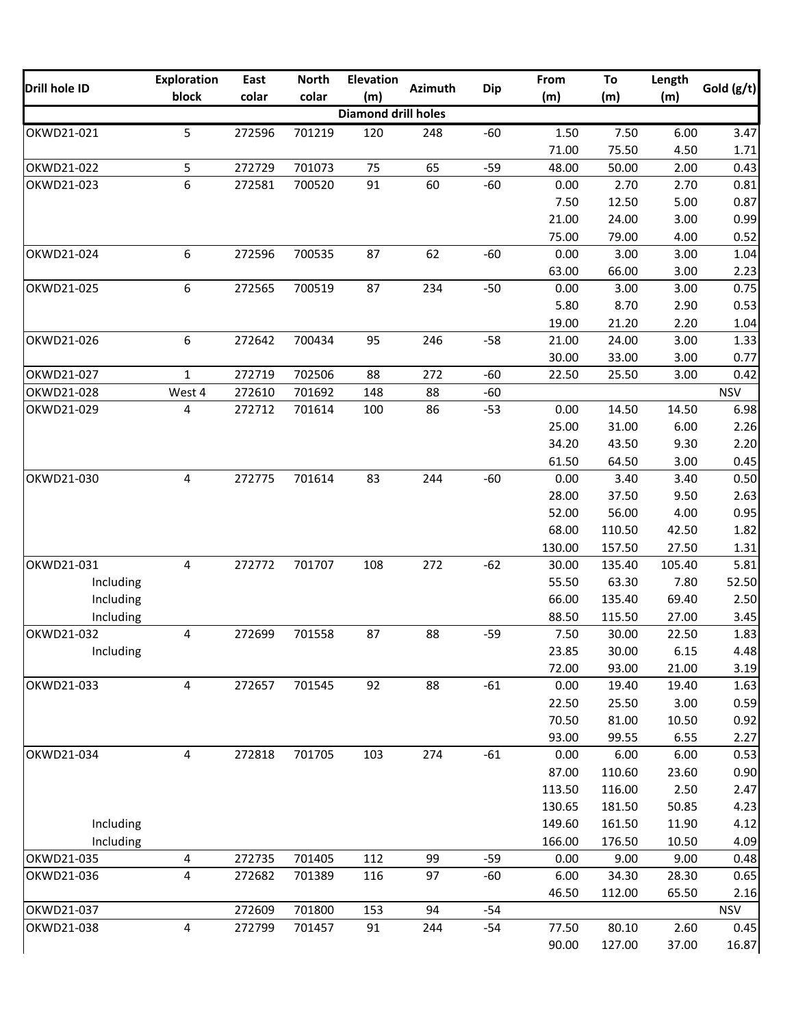| Drill hole ID | Exploration block | East colar | North colar | Elevation (m) | Azimuth | Dip | From (m) | To (m) | Length (m) | Gold (g/t) |
|---|---|---|---|---|---|---|---|---|---|---|
| **Diamond drill holes** | | | | | | | | | | |
| OKWD21-021 | 5 | 272596 | 701219 | 120 | 248 | -60 | 1.50 | 7.50 | 6.00 | 3.47 |
| | | | | | | | 71.00 | 75.50 | 4.50 | 1.71 |
| OKWD21-022 | 5 | 272729 | 701073 | 75 | 65 | -59 | 48.00 | 50.00 | 2.00 | 0.43 |
| OKWD21-023 | 6 | 272581 | 700520 | 91 | 60 | -60 | 0.00 | 2.70 | 2.70 | 0.81 |
| | | | | | | | 7.50 | 12.50 | 5.00 | 0.87 |
| | | | | | | | 21.00 | 24.00 | 3.00 | 0.99 |
| | | | | | | | 75.00 | 79.00 | 4.00 | 0.52 |
| OKWD21-024 | 6 | 272596 | 700535 | 87 | 62 | -60 | 0.00 | 3.00 | 3.00 | 1.04 |
| | | | | | | | 63.00 | 66.00 | 3.00 | 2.23 |
| OKWD21-025 | 6 | 272565 | 700519 | 87 | 234 | -50 | 0.00 | 3.00 | 3.00 | 0.75 |
| | | | | | | | 5.80 | 8.70 | 2.90 | 0.53 |
| | | | | | | | 19.00 | 21.20 | 2.20 | 1.04 |
| OKWD21-026 | 6 | 272642 | 700434 | 95 | 246 | -58 | 21.00 | 24.00 | 3.00 | 1.33 |
| | | | | | | | 30.00 | 33.00 | 3.00 | 0.77 |
| OKWD21-027 | 1 | 272719 | 702506 | 88 | 272 | -60 | 22.50 | 25.50 | 3.00 | 0.42 |
| OKWD21-028 | West 4 | 272610 | 701692 | 148 | 88 | -60 | | | | NSV |
| OKWD21-029 | 4 | 272712 | 701614 | 100 | 86 | -53 | 0.00 | 14.50 | 14.50 | 6.98 |
| | | | | | | | 25.00 | 31.00 | 6.00 | 2.26 |
| | | | | | | | 34.20 | 43.50 | 9.30 | 2.20 |
| | | | | | | | 61.50 | 64.50 | 3.00 | 0.45 |
| OKWD21-030 | 4 | 272775 | 701614 | 83 | 244 | -60 | 0.00 | 3.40 | 3.40 | 0.50 |
| | | | | | | | 28.00 | 37.50 | 9.50 | 2.63 |
| | | | | | | | 52.00 | 56.00 | 4.00 | 0.95 |
| | | | | | | | 68.00 | 110.50 | 42.50 | 1.82 |
| | | | | | | | 130.00 | 157.50 | 27.50 | 1.31 |
| OKWD21-031 | 4 | 272772 | 701707 | 108 | 272 | -62 | 30.00 | 135.40 | 105.40 | 5.81 |
| Including | | | | | | | 55.50 | 63.30 | 7.80 | 52.50 |
| Including | | | | | | | 66.00 | 135.40 | 69.40 | 2.50 |
| Including | | | | | | | 88.50 | 115.50 | 27.00 | 3.45 |
| OKWD21-032 | 4 | 272699 | 701558 | 87 | 88 | -59 | 7.50 | 30.00 | 22.50 | 1.83 |
| Including | | | | | | | 23.85 | 30.00 | 6.15 | 4.48 |
| | | | | | | | 72.00 | 93.00 | 21.00 | 3.19 |
| OKWD21-033 | 4 | 272657 | 701545 | 92 | 88 | -61 | 0.00 | 19.40 | 19.40 | 1.63 |
| | | | | | | | 22.50 | 25.50 | 3.00 | 0.59 |
| | | | | | | | 70.50 | 81.00 | 10.50 | 0.92 |
| | | | | | | | 93.00 | 99.55 | 6.55 | 2.27 |
| OKWD21-034 | 4 | 272818 | 701705 | 103 | 274 | -61 | 0.00 | 6.00 | 6.00 | 0.53 |
| | | | | | | | 87.00 | 110.60 | 23.60 | 0.90 |
| | | | | | | | 113.50 | 116.00 | 2.50 | 2.47 |
| | | | | | | | 130.65 | 181.50 | 50.85 | 4.23 |
| Including | | | | | | | 149.60 | 161.50 | 11.90 | 4.12 |
| Including | | | | | | | 166.00 | 176.50 | 10.50 | 4.09 |
| OKWD21-035 | 4 | 272735 | 701405 | 112 | 99 | -59 | 0.00 | 9.00 | 9.00 | 0.48 |
| OKWD21-036 | 4 | 272682 | 701389 | 116 | 97 | -60 | 6.00 | 34.30 | 28.30 | 0.65 |
| | | | | | | | 46.50 | 112.00 | 65.50 | 2.16 |
| OKWD21-037 | | 272609 | 701800 | 153 | 94 | -54 | | | | NSV |
| OKWD21-038 | 4 | 272799 | 701457 | 91 | 244 | -54 | 77.50 | 80.10 | 2.60 | 0.45 |
| | | | | | | | 90.00 | 127.00 | 37.00 | 16.87 |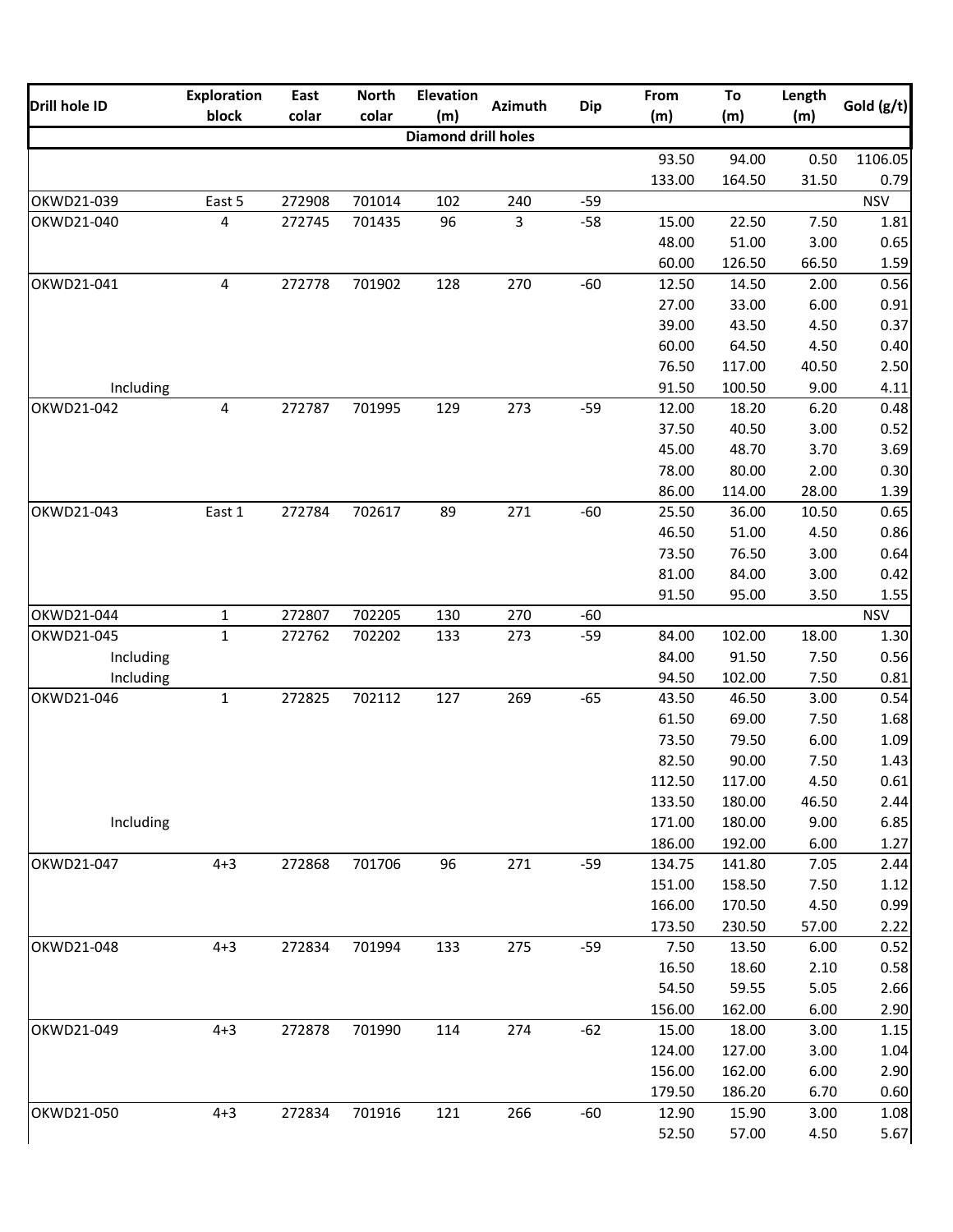| Drill hole ID | Exploration block | East colar | North colar | Elevation (m) | Azimuth | Dip | From (m) | To (m) | Length (m) | Gold (g/t) |
|---|---|---|---|---|---|---|---|---|---|---|
| Diamond drill holes | | | | | | | | | | |
| | | | | | | | 93.50 | 94.00 | 0.50 | 1106.05 |
| | | | | | | | 133.00 | 164.50 | 31.50 | 0.79 |
| OKWD21-039 | East 5 | 272908 | 701014 | 102 | 240 | -59 | | | | NSV |
| OKWD21-040 | 4 | 272745 | 701435 | 96 | 3 | -58 | 15.00 | 22.50 | 7.50 | 1.81 |
| | | | | | | | 48.00 | 51.00 | 3.00 | 0.65 |
| | | | | | | | 60.00 | 126.50 | 66.50 | 1.59 |
| OKWD21-041 | 4 | 272778 | 701902 | 128 | 270 | -60 | 12.50 | 14.50 | 2.00 | 0.56 |
| | | | | | | | 27.00 | 33.00 | 6.00 | 0.91 |
| | | | | | | | 39.00 | 43.50 | 4.50 | 0.37 |
| | | | | | | | 60.00 | 64.50 | 4.50 | 0.40 |
| | | | | | | | 76.50 | 117.00 | 40.50 | 2.50 |
| Including | | | | | | | 91.50 | 100.50 | 9.00 | 4.11 |
| OKWD21-042 | 4 | 272787 | 701995 | 129 | 273 | -59 | 12.00 | 18.20 | 6.20 | 0.48 |
| | | | | | | | 37.50 | 40.50 | 3.00 | 0.52 |
| | | | | | | | 45.00 | 48.70 | 3.70 | 3.69 |
| | | | | | | | 78.00 | 80.00 | 2.00 | 0.30 |
| | | | | | | | 86.00 | 114.00 | 28.00 | 1.39 |
| OKWD21-043 | East 1 | 272784 | 702617 | 89 | 271 | -60 | 25.50 | 36.00 | 10.50 | 0.65 |
| | | | | | | | 46.50 | 51.00 | 4.50 | 0.86 |
| | | | | | | | 73.50 | 76.50 | 3.00 | 0.64 |
| | | | | | | | 81.00 | 84.00 | 3.00 | 0.42 |
| | | | | | | | 91.50 | 95.00 | 3.50 | 1.55 |
| OKWD21-044 | 1 | 272807 | 702205 | 130 | 270 | -60 | | | | NSV |
| OKWD21-045 | 1 | 272762 | 702202 | 133 | 273 | -59 | 84.00 | 102.00 | 18.00 | 1.30 |
| Including | | | | | | | 84.00 | 91.50 | 7.50 | 0.56 |
| Including | | | | | | | 94.50 | 102.00 | 7.50 | 0.81 |
| OKWD21-046 | 1 | 272825 | 702112 | 127 | 269 | -65 | 43.50 | 46.50 | 3.00 | 0.54 |
| | | | | | | | 61.50 | 69.00 | 7.50 | 1.68 |
| | | | | | | | 73.50 | 79.50 | 6.00 | 1.09 |
| | | | | | | | 82.50 | 90.00 | 7.50 | 1.43 |
| | | | | | | | 112.50 | 117.00 | 4.50 | 0.61 |
| | | | | | | | 133.50 | 180.00 | 46.50 | 2.44 |
| Including | | | | | | | 171.00 | 180.00 | 9.00 | 6.85 |
| | | | | | | | 186.00 | 192.00 | 6.00 | 1.27 |
| OKWD21-047 | 4+3 | 272868 | 701706 | 96 | 271 | -59 | 134.75 | 141.80 | 7.05 | 2.44 |
| | | | | | | | 151.00 | 158.50 | 7.50 | 1.12 |
| | | | | | | | 166.00 | 170.50 | 4.50 | 0.99 |
| | | | | | | | 173.50 | 230.50 | 57.00 | 2.22 |
| OKWD21-048 | 4+3 | 272834 | 701994 | 133 | 275 | -59 | 7.50 | 13.50 | 6.00 | 0.52 |
| | | | | | | | 16.50 | 18.60 | 2.10 | 0.58 |
| | | | | | | | 54.50 | 59.55 | 5.05 | 2.66 |
| | | | | | | | 156.00 | 162.00 | 6.00 | 2.90 |
| OKWD21-049 | 4+3 | 272878 | 701990 | 114 | 274 | -62 | 15.00 | 18.00 | 3.00 | 1.15 |
| | | | | | | | 124.00 | 127.00 | 3.00 | 1.04 |
| | | | | | | | 156.00 | 162.00 | 6.00 | 2.90 |
| | | | | | | | 179.50 | 186.20 | 6.70 | 0.60 |
| OKWD21-050 | 4+3 | 272834 | 701916 | 121 | 266 | -60 | 12.90 | 15.90 | 3.00 | 1.08 |
| | | | | | | | 52.50 | 57.00 | 4.50 | 5.67 |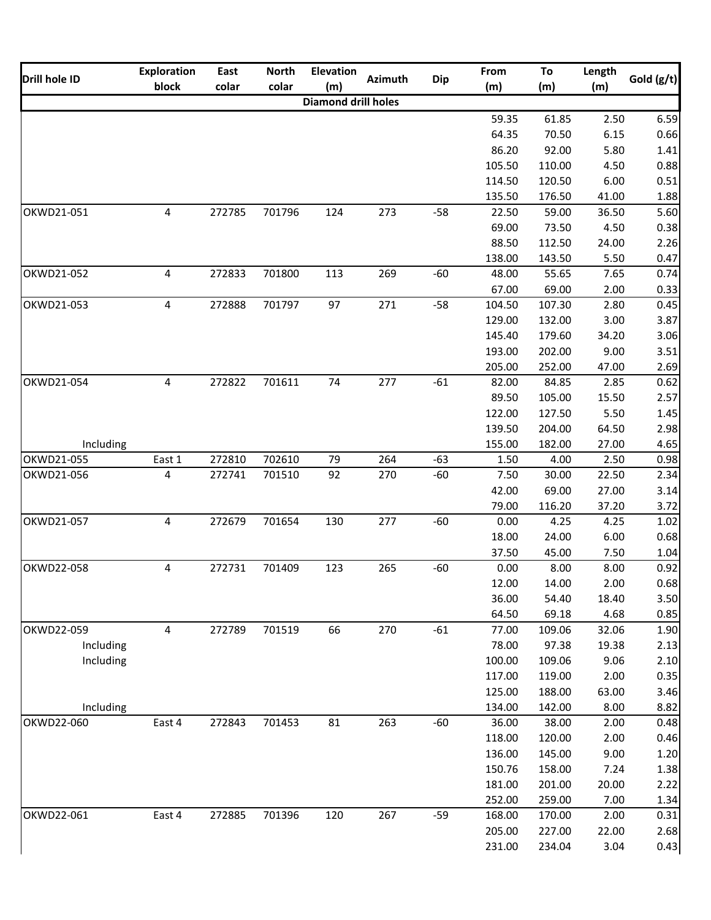| Drill hole ID | Exploration block | East colar | North colar | Elevation (m) | Azimuth | Dip | From (m) | To (m) | Length (m) | Gold (g/t) |
|---|---|---|---|---|---|---|---|---|---|---|
| **Diamond drill holes** | | | | | | | | | | |
| | | | | | | | 59.35 | 61.85 | 2.50 | 6.59 |
| | | | | | | | 64.35 | 70.50 | 6.15 | 0.66 |
| | | | | | | | 86.20 | 92.00 | 5.80 | 1.41 |
| | | | | | | | 105.50 | 110.00 | 4.50 | 0.88 |
| | | | | | | | 114.50 | 120.50 | 6.00 | 0.51 |
| | | | | | | | 135.50 | 176.50 | 41.00 | 1.88 |
| OKWD21-051 | 4 | 272785 | 701796 | 124 | 273 | -58 | 22.50 | 59.00 | 36.50 | 5.60 |
| | | | | | | | 69.00 | 73.50 | 4.50 | 0.38 |
| | | | | | | | 88.50 | 112.50 | 24.00 | 2.26 |
| | | | | | | | 138.00 | 143.50 | 5.50 | 0.47 |
| OKWD21-052 | 4 | 272833 | 701800 | 113 | 269 | -60 | 48.00 | 55.65 | 7.65 | 0.74 |
| | | | | | | | 67.00 | 69.00 | 2.00 | 0.33 |
| OKWD21-053 | 4 | 272888 | 701797 | 97 | 271 | -58 | 104.50 | 107.30 | 2.80 | 0.45 |
| | | | | | | | 129.00 | 132.00 | 3.00 | 3.87 |
| | | | | | | | 145.40 | 179.60 | 34.20 | 3.06 |
| | | | | | | | 193.00 | 202.00 | 9.00 | 3.51 |
| | | | | | | | 205.00 | 252.00 | 47.00 | 2.69 |
| OKWD21-054 | 4 | 272822 | 701611 | 74 | 277 | -61 | 82.00 | 84.85 | 2.85 | 0.62 |
| | | | | | | | 89.50 | 105.00 | 15.50 | 2.57 |
| | | | | | | | 122.00 | 127.50 | 5.50 | 1.45 |
| | | | | | | | 139.50 | 204.00 | 64.50 | 2.98 |
| Including | | | | | | | 155.00 | 182.00 | 27.00 | 4.65 |
| OKWD21-055 | East 1 | 272810 | 702610 | 79 | 264 | -63 | 1.50 | 4.00 | 2.50 | 0.98 |
| OKWD21-056 | 4 | 272741 | 701510 | 92 | 270 | -60 | 7.50 | 30.00 | 22.50 | 2.34 |
| | | | | | | | 42.00 | 69.00 | 27.00 | 3.14 |
| | | | | | | | 79.00 | 116.20 | 37.20 | 3.72 |
| OKWD21-057 | 4 | 272679 | 701654 | 130 | 277 | -60 | 0.00 | 4.25 | 4.25 | 1.02 |
| | | | | | | | 18.00 | 24.00 | 6.00 | 0.68 |
| | | | | | | | 37.50 | 45.00 | 7.50 | 1.04 |
| OKWD22-058 | 4 | 272731 | 701409 | 123 | 265 | -60 | 0.00 | 8.00 | 8.00 | 0.92 |
| | | | | | | | 12.00 | 14.00 | 2.00 | 0.68 |
| | | | | | | | 36.00 | 54.40 | 18.40 | 3.50 |
| | | | | | | | 64.50 | 69.18 | 4.68 | 0.85 |
| OKWD22-059 | 4 | 272789 | 701519 | 66 | 270 | -61 | 77.00 | 109.06 | 32.06 | 1.90 |
| Including | | | | | | | 78.00 | 97.38 | 19.38 | 2.13 |
| Including | | | | | | | 100.00 | 109.06 | 9.06 | 2.10 |
| | | | | | | | 117.00 | 119.00 | 2.00 | 0.35 |
| | | | | | | | 125.00 | 188.00 | 63.00 | 3.46 |
| Including | | | | | | | 134.00 | 142.00 | 8.00 | 8.82 |
| OKWD22-060 | East 4 | 272843 | 701453 | 81 | 263 | -60 | 36.00 | 38.00 | 2.00 | 0.48 |
| | | | | | | | 118.00 | 120.00 | 2.00 | 0.46 |
| | | | | | | | 136.00 | 145.00 | 9.00 | 1.20 |
| | | | | | | | 150.76 | 158.00 | 7.24 | 1.38 |
| | | | | | | | 181.00 | 201.00 | 20.00 | 2.22 |
| | | | | | | | 252.00 | 259.00 | 7.00 | 1.34 |
| OKWD22-061 | East 4 | 272885 | 701396 | 120 | 267 | -59 | 168.00 | 170.00 | 2.00 | 0.31 |
| | | | | | | | 205.00 | 227.00 | 22.00 | 2.68 |
| | | | | | | | 231.00 | 234.04 | 3.04 | 0.43 |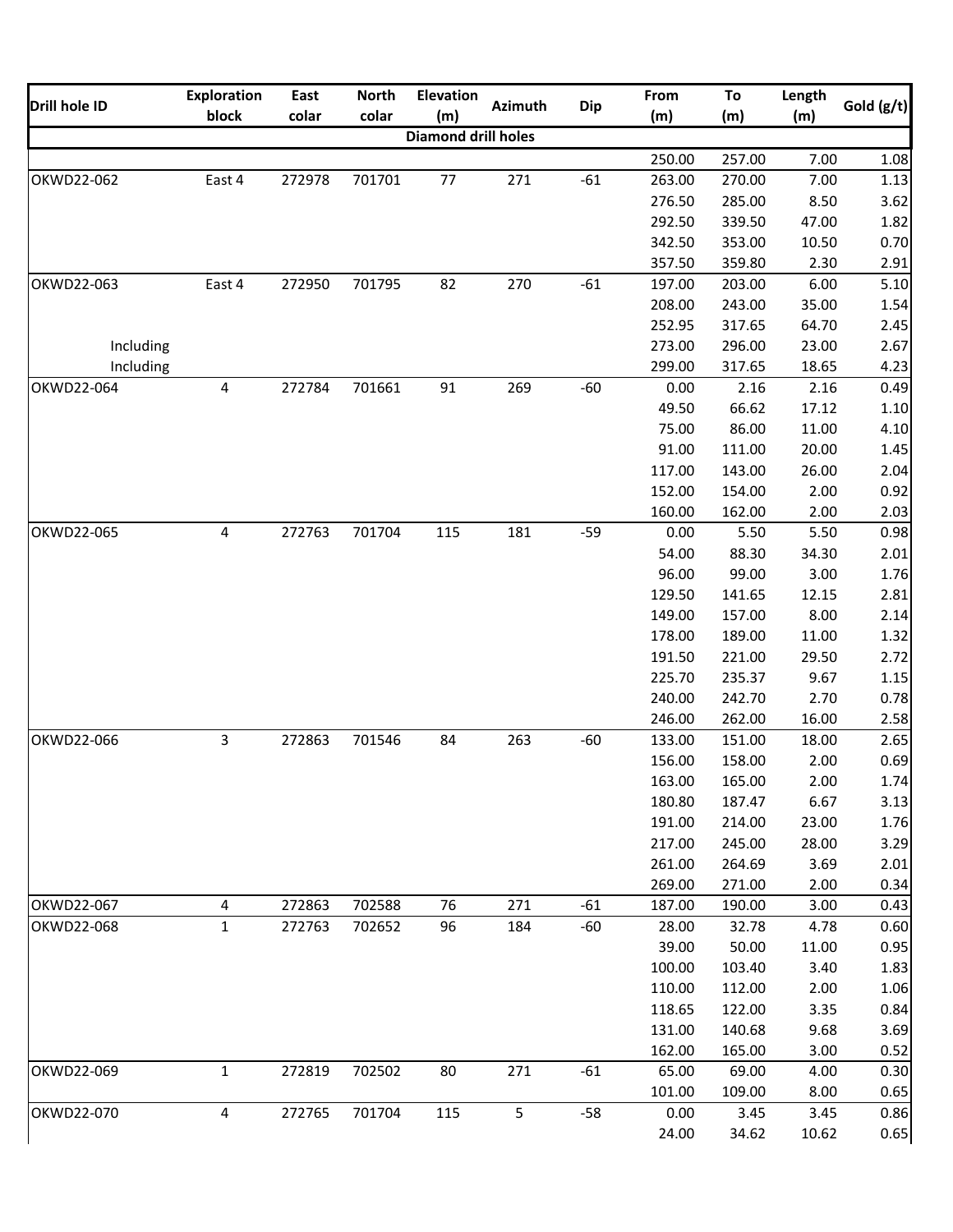| Drill hole ID | Exploration block | East colar | North colar | Elevation (m) | Azimuth | Dip | From (m) | To (m) | Length (m) | Gold (g/t) |
|---|---|---|---|---|---|---|---|---|---|---|
| **Diamond drill holes** | | | | | | | | | | |
| | | | | | | | 250.00 | 257.00 | 7.00 | 1.08 |
| OKWD22-062 | East 4 | 272978 | 701701 | 77 | 271 | -61 | 263.00 | 270.00 | 7.00 | 1.13 |
| | | | | | | | 276.50 | 285.00 | 8.50 | 3.62 |
| | | | | | | | 292.50 | 339.50 | 47.00 | 1.82 |
| | | | | | | | 342.50 | 353.00 | 10.50 | 0.70 |
| | | | | | | | 357.50 | 359.80 | 2.30 | 2.91 |
| OKWD22-063 | East 4 | 272950 | 701795 | 82 | 270 | -61 | 197.00 | 203.00 | 6.00 | 5.10 |
| | | | | | | | 208.00 | 243.00 | 35.00 | 1.54 |
| | | | | | | | 252.95 | 317.65 | 64.70 | 2.45 |
| Including | | | | | | | 273.00 | 296.00 | 23.00 | 2.67 |
| Including | | | | | | | 299.00 | 317.65 | 18.65 | 4.23 |
| OKWD22-064 | 4 | 272784 | 701661 | 91 | 269 | -60 | 0.00 | 2.16 | 2.16 | 0.49 |
| | | | | | | | 49.50 | 66.62 | 17.12 | 1.10 |
| | | | | | | | 75.00 | 86.00 | 11.00 | 4.10 |
| | | | | | | | 91.00 | 111.00 | 20.00 | 1.45 |
| | | | | | | | 117.00 | 143.00 | 26.00 | 2.04 |
| | | | | | | | 152.00 | 154.00 | 2.00 | 0.92 |
| | | | | | | | 160.00 | 162.00 | 2.00 | 2.03 |
| OKWD22-065 | 4 | 272763 | 701704 | 115 | 181 | -59 | 0.00 | 5.50 | 5.50 | 0.98 |
| | | | | | | | 54.00 | 88.30 | 34.30 | 2.01 |
| | | | | | | | 96.00 | 99.00 | 3.00 | 1.76 |
| | | | | | | | 129.50 | 141.65 | 12.15 | 2.81 |
| | | | | | | | 149.00 | 157.00 | 8.00 | 2.14 |
| | | | | | | | 178.00 | 189.00 | 11.00 | 1.32 |
| | | | | | | | 191.50 | 221.00 | 29.50 | 2.72 |
| | | | | | | | 225.70 | 235.37 | 9.67 | 1.15 |
| | | | | | | | 240.00 | 242.70 | 2.70 | 0.78 |
| | | | | | | | 246.00 | 262.00 | 16.00 | 2.58 |
| OKWD22-066 | 3 | 272863 | 701546 | 84 | 263 | -60 | 133.00 | 151.00 | 18.00 | 2.65 |
| | | | | | | | 156.00 | 158.00 | 2.00 | 0.69 |
| | | | | | | | 163.00 | 165.00 | 2.00 | 1.74 |
| | | | | | | | 180.80 | 187.47 | 6.67 | 3.13 |
| | | | | | | | 191.00 | 214.00 | 23.00 | 1.76 |
| | | | | | | | 217.00 | 245.00 | 28.00 | 3.29 |
| | | | | | | | 261.00 | 264.69 | 3.69 | 2.01 |
| | | | | | | | 269.00 | 271.00 | 2.00 | 0.34 |
| OKWD22-067 | 4 | 272863 | 702588 | 76 | 271 | -61 | 187.00 | 190.00 | 3.00 | 0.43 |
| OKWD22-068 | 1 | 272763 | 702652 | 96 | 184 | -60 | 28.00 | 32.78 | 4.78 | 0.60 |
| | | | | | | | 39.00 | 50.00 | 11.00 | 0.95 |
| | | | | | | | 100.00 | 103.40 | 3.40 | 1.83 |
| | | | | | | | 110.00 | 112.00 | 2.00 | 1.06 |
| | | | | | | | 118.65 | 122.00 | 3.35 | 0.84 |
| | | | | | | | 131.00 | 140.68 | 9.68 | 3.69 |
| | | | | | | | 162.00 | 165.00 | 3.00 | 0.52 |
| OKWD22-069 | 1 | 272819 | 702502 | 80 | 271 | -61 | 65.00 | 69.00 | 4.00 | 0.30 |
| | | | | | | | 101.00 | 109.00 | 8.00 | 0.65 |
| OKWD22-070 | 4 | 272765 | 701704 | 115 | 5 | -58 | 0.00 | 3.45 | 3.45 | 0.86 |
| | | | | | | | 24.00 | 34.62 | 10.62 | 0.65 |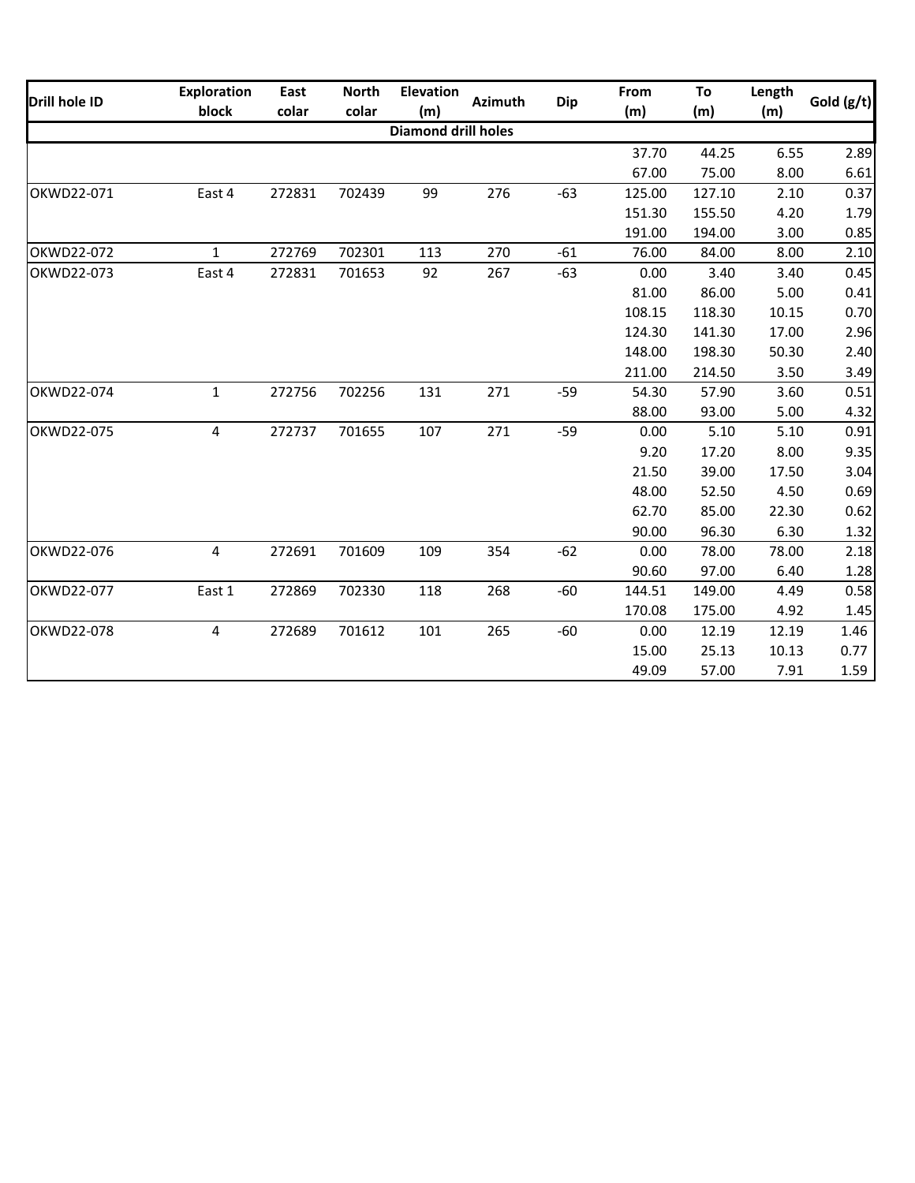| Drill hole ID | Exploration block | East colar | North colar | Elevation (m) | Azimuth | Dip | From (m) | To (m) | Length (m) | Gold (g/t) |
|---|---|---|---|---|---|---|---|---|---|---|
| **Diamond drill holes** | | | | | | | | | | |
| | | | | | | | 37.70 | 44.25 | 6.55 | 2.89 |
| | | | | | | | 67.00 | 75.00 | 8.00 | 6.61 |
| OKWD22-071 | East 4 | 272831 | 702439 | 99 | 276 | -63 | 125.00 | 127.10 | 2.10 | 0.37 |
| | | | | | | | 151.30 | 155.50 | 4.20 | 1.79 |
| | | | | | | | 191.00 | 194.00 | 3.00 | 0.85 |
| OKWD22-072 | 1 | 272769 | 702301 | 113 | 270 | -61 | 76.00 | 84.00 | 8.00 | 2.10 |
| OKWD22-073 | East 4 | 272831 | 701653 | 92 | 267 | -63 | 0.00 | 3.40 | 3.40 | 0.45 |
| | | | | | | | 81.00 | 86.00 | 5.00 | 0.41 |
| | | | | | | | 108.15 | 118.30 | 10.15 | 0.70 |
| | | | | | | | 124.30 | 141.30 | 17.00 | 2.96 |
| | | | | | | | 148.00 | 198.30 | 50.30 | 2.40 |
| | | | | | | | 211.00 | 214.50 | 3.50 | 3.49 |
| OKWD22-074 | 1 | 272756 | 702256 | 131 | 271 | -59 | 54.30 | 57.90 | 3.60 | 0.51 |
| | | | | | | | 88.00 | 93.00 | 5.00 | 4.32 |
| OKWD22-075 | 4 | 272737 | 701655 | 107 | 271 | -59 | 0.00 | 5.10 | 5.10 | 0.91 |
| | | | | | | | 9.20 | 17.20 | 8.00 | 9.35 |
| | | | | | | | 21.50 | 39.00 | 17.50 | 3.04 |
| | | | | | | | 48.00 | 52.50 | 4.50 | 0.69 |
| | | | | | | | 62.70 | 85.00 | 22.30 | 0.62 |
| | | | | | | | 90.00 | 96.30 | 6.30 | 1.32 |
| OKWD22-076 | 4 | 272691 | 701609 | 109 | 354 | -62 | 0.00 | 78.00 | 78.00 | 2.18 |
| | | | | | | | 90.60 | 97.00 | 6.40 | 1.28 |
| OKWD22-077 | East 1 | 272869 | 702330 | 118 | 268 | -60 | 144.51 | 149.00 | 4.49 | 0.58 |
| | | | | | | | 170.08 | 175.00 | 4.92 | 1.45 |
| OKWD22-078 | 4 | 272689 | 701612 | 101 | 265 | -60 | 0.00 | 12.19 | 12.19 | 1.46 |
| | | | | | | | 15.00 | 25.13 | 10.13 | 0.77 |
| | | | | | | | 49.09 | 57.00 | 7.91 | 1.59 |